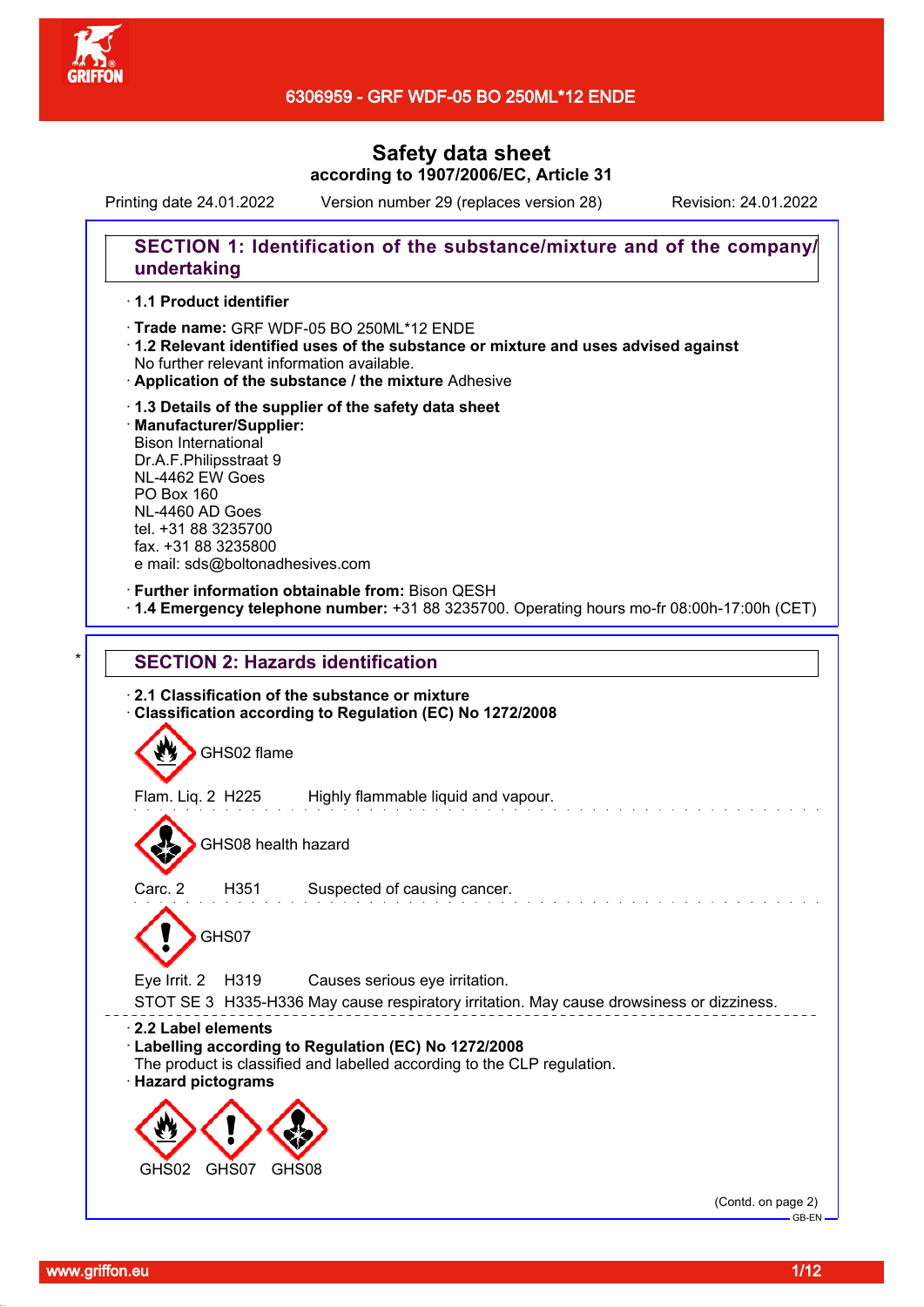6306959 - GRF WDF-05 BO 250ML*12 ENDE

# Safety data sheet
**according to 1907/2006/EC, Article 31**

Printing date 24.01.2022 Version number 29 (replaces version 28) Revision: 24.01.2022

## SECTION 1: Identification of the substance/mixture and of the company/undertaking

· **1.1 Product identifier**

· **Trade name:** GRF WDF-05 BO 250ML*12 ENDE
· **1.2 Relevant identified uses of the substance or mixture and uses advised against**
No further relevant information available.
· **Application of the substance / the mixture** Adhesive

· **1.3 Details of the supplier of the safety data sheet**
· **Manufacturer/Supplier:**
Bison International
Dr.A.F.Philipsstraat 9
NL-4462 EW Goes
PO Box 160
NL-4460 AD Goes
tel. +31 88 3235700
fax. +31 88 3235800
e mail: sds@boltonadhesives.com

· **Further information obtainable from:** Bison QESH
· **1.4 Emergency telephone number:** +31 88 3235700. Operating hours mo-fr 08:00h-17:00h (CET)

## * SECTION 2: Hazards identification

· **2.1 Classification of the substance or mixture**
· **Classification according to Regulation (EC) No 1272/2008**

GHS02 flame

Flam. Liq. 2 H225 Highly flammable liquid and vapour.

GHS08 health hazard

Carc. 2 H351 Suspected of causing cancer.

GHS07

Eye Irrit. 2 H319 Causes serious eye irritation.
STOT SE 3 H335-H336 May cause respiratory irritation. May cause drowsiness or dizziness.

· **2.2 Label elements**
· **Labelling according to Regulation (EC) No 1272/2008**
The product is classified and labelled according to the CLP regulation.
· **Hazard pictograms**

GHS02 GHS07 GHS08

(Contd. on page 2)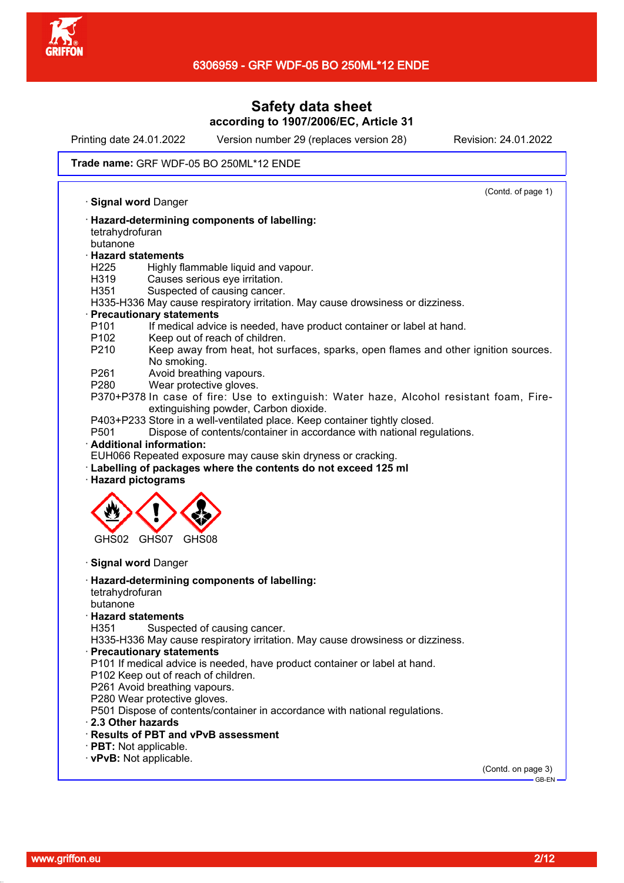# Safety data sheet

**according to 1907/2006/EC, Article 31**

Printing date 24.01.2022 Version number 29 (replaces version 28) Revision: 24.01.2022

**Trade name:** GRF WDF-05 BO 250ML*12 ENDE

(Contd. of page 1)

· **Signal word** Danger

· **Hazard-determining components of labelling:**
tetrahydrofuran
butanone

· **Hazard statements**
H225 Highly flammable liquid and vapour.
H319 Causes serious eye irritation.
H351 Suspected of causing cancer.
H335-H336 May cause respiratory irritation. May cause drowsiness or dizziness.

· **Precautionary statements**
P101 If medical advice is needed, have product container or label at hand.
P102 Keep out of reach of children.
P210 Keep away from heat, hot surfaces, sparks, open flames and other ignition sources. No smoking.
P261 Avoid breathing vapours.
P280 Wear protective gloves.
P370+P378 In case of fire: Use to extinguish: Water haze, Alcohol resistant foam, Fire-extinguishing powder, Carbon dioxide.
P403+P233 Store in a well-ventilated place. Keep container tightly closed.
P501 Dispose of contents/container in accordance with national regulations.

· **Additional information:**
EUH066 Repeated exposure may cause skin dryness or cracking.

· **Labelling of packages where the contents do not exceed 125 ml**

· **Hazard pictograms**

GHS02 GHS07 GHS08

· **Signal word** Danger

· **Hazard-determining components of labelling:**
tetrahydrofuran
butanone

· **Hazard statements**
H351 Suspected of causing cancer.
H335-H336 May cause respiratory irritation. May cause drowsiness or dizziness.

· **Precautionary statements**
P101 If medical advice is needed, have product container or label at hand.
P102 Keep out of reach of children.
P261 Avoid breathing vapours.
P280 Wear protective gloves.
P501 Dispose of contents/container in accordance with national regulations.

· **2.3 Other hazards**

· **Results of PBT and vPvB assessment**

· **PBT:** Not applicable.

· **vPvB:** Not applicable.

(Contd. on page 3)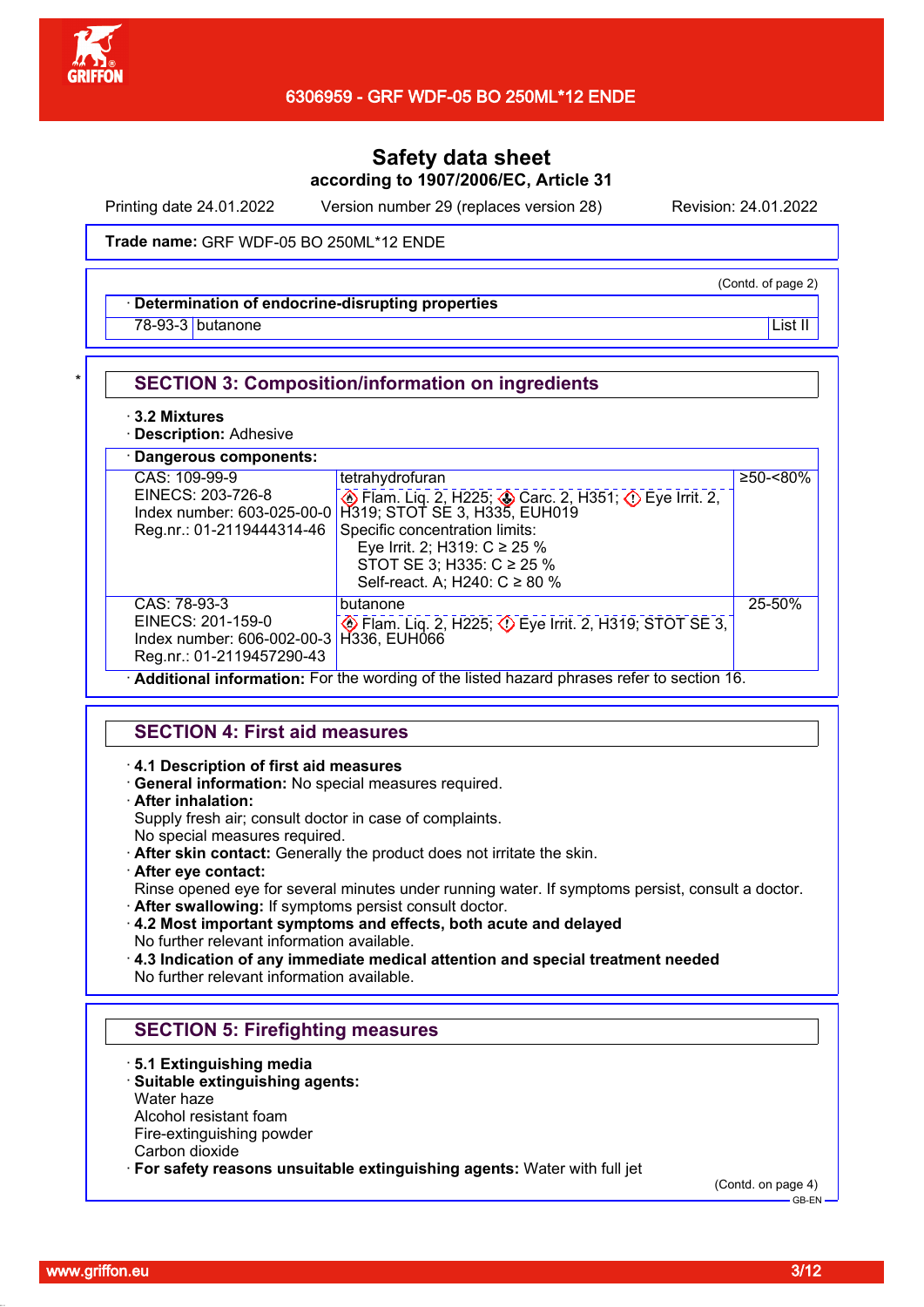# Safety data sheet

**according to 1907/2006/EC, Article 31**

Printing date 24.01.2022 Version number 29 (replaces version 28) Revision: 24.01.2022

**Trade name:** GRF WDF-05 BO 250ML*12 ENDE

(Contd. of page 2)

· **Determination of endocrine-disrupting properties**

| 78-93-3 | butanone | List II |
|---|---|---|

## SECTION 3: Composition/information on ingredients

· **3.2 Mixtures**
· **Description:** Adhesive

· **Dangerous components:**

| | | |
|---|---|---|
| CAS: 109-99-9<br>EINECS: 203-726-8<br>Index number: 603-025-00-0<br>Reg.nr.: 01-2119444314-46 | tetrahydrofuran<br>Flam. Liq. 2, H225; Carc. 2, H351; Eye Irrit. 2, H319; STOT SE 3, H335, EUH019<br>Specific concentration limits:<br>Eye Irrit. 2; H319: C ≥ 25 %<br>STOT SE 3; H335: C ≥ 25 %<br>Self-react. A; H240: C ≥ 80 % | ≥50-<80% |
| CAS: 78-93-3<br>EINECS: 201-159-0<br>Index number: 606-002-00-3<br>Reg.nr.: 01-2119457290-43 | butanone<br>Flam. Liq. 2, H225; Eye Irrit. 2, H319; STOT SE 3, H336, EUH066 | 25-50% |

· **Additional information:** For the wording of the listed hazard phrases refer to section 16.

## SECTION 4: First aid measures

· **4.1 Description of first aid measures**
· **General information:** No special measures required.
· **After inhalation:**
Supply fresh air; consult doctor in case of complaints.
No special measures required.
· **After skin contact:** Generally the product does not irritate the skin.
· **After eye contact:**
Rinse opened eye for several minutes under running water. If symptoms persist, consult a doctor.
· **After swallowing:** If symptoms persist consult doctor.
· **4.2 Most important symptoms and effects, both acute and delayed**
No further relevant information available.
· **4.3 Indication of any immediate medical attention and special treatment needed**
No further relevant information available.

## SECTION 5: Firefighting measures

· **5.1 Extinguishing media**
· **Suitable extinguishing agents:**
Water haze
Alcohol resistant foam
Fire-extinguishing powder
Carbon dioxide
· **For safety reasons unsuitable extinguishing agents:** Water with full jet

(Contd. on page 4)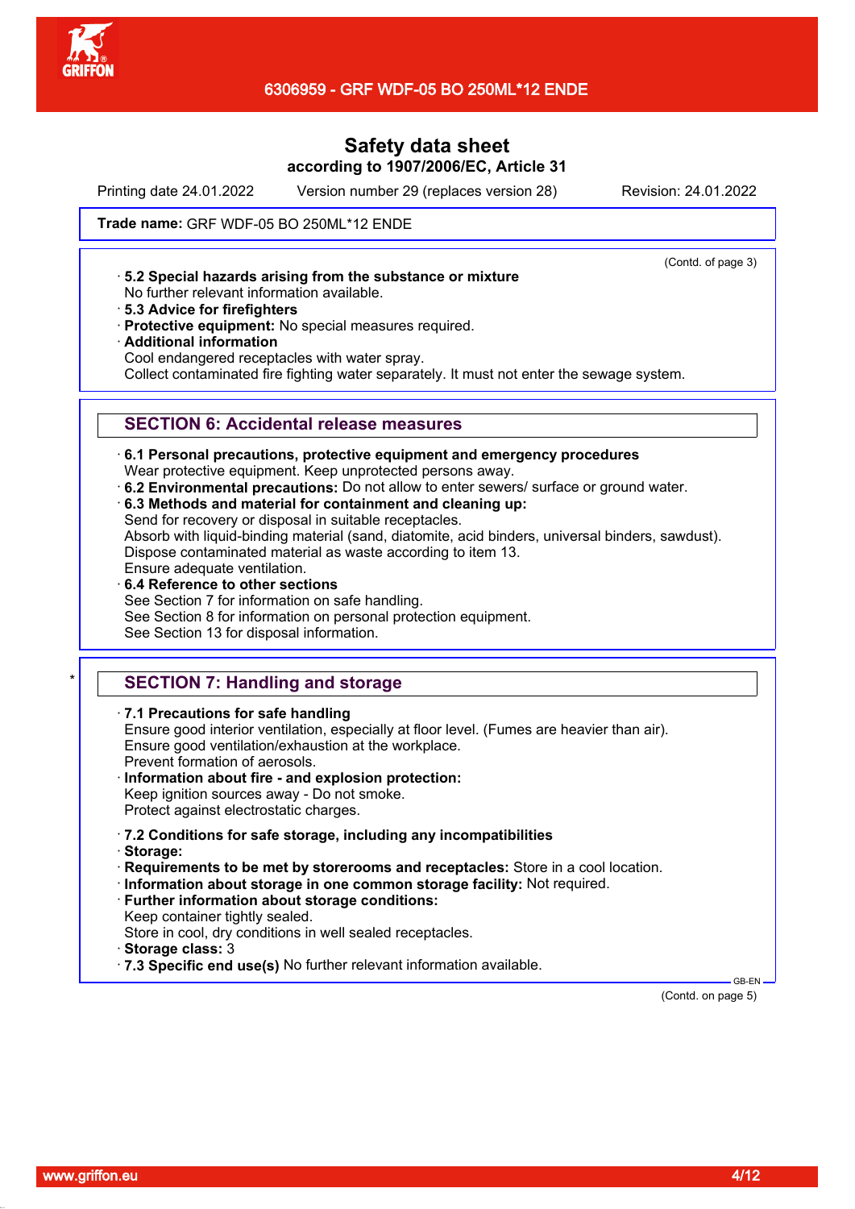**Trade name:** GRF WDF-05 BO 250ML*12 ENDE

(Contd. of page 3)

· **5.2 Special hazards arising from the substance or mixture**
No further relevant information available.
· **5.3 Advice for firefighters**
· **Protective equipment:** No special measures required.
· **Additional information**
Cool endangered receptacles with water spray.
Collect contaminated fire fighting water separately. It must not enter the sewage system.

## SECTION 6: Accidental release measures

· **6.1 Personal precautions, protective equipment and emergency procedures**
Wear protective equipment. Keep unprotected persons away.
· **6.2 Environmental precautions:** Do not allow to enter sewers/ surface or ground water.
· **6.3 Methods and material for containment and cleaning up:**
Send for recovery or disposal in suitable receptacles.
Absorb with liquid-binding material (sand, diatomite, acid binders, universal binders, sawdust).
Dispose contaminated material as waste according to item 13.
Ensure adequate ventilation.
· **6.4 Reference to other sections**
See Section 7 for information on safe handling.
See Section 8 for information on personal protection equipment.
See Section 13 for disposal information.

## * SECTION 7: Handling and storage

· **7.1 Precautions for safe handling**
Ensure good interior ventilation, especially at floor level. (Fumes are heavier than air).
Ensure good ventilation/exhaustion at the workplace.
Prevent formation of aerosols.
· **Information about fire - and explosion protection:**
Keep ignition sources away - Do not smoke.
Protect against electrostatic charges.

· **7.2 Conditions for safe storage, including any incompatibilities**
· **Storage:**
· **Requirements to be met by storerooms and receptacles:** Store in a cool location.
· **Information about storage in one common storage facility:** Not required.
· **Further information about storage conditions:**
Keep container tightly sealed.
Store in cool, dry conditions in well sealed receptacles.
· **Storage class:** 3
· **7.3 Specific end use(s)** No further relevant information available.

GB-EN

(Contd. on page 5)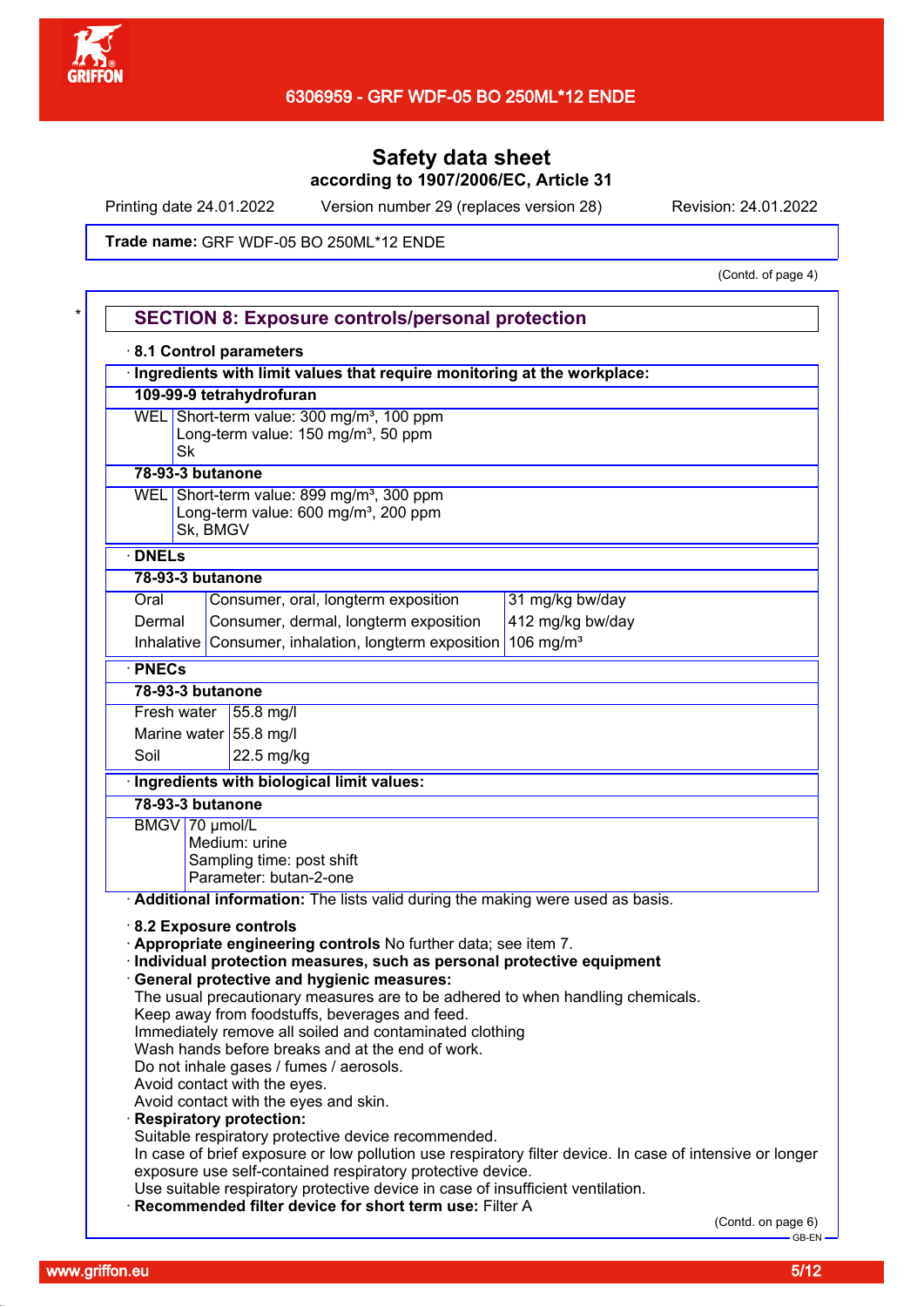Safety data sheet

according to 1907/2006/EC, Article 31

Printing date 24.01.2022 Version number 29 (replaces version 28) Revision: 24.01.2022

**Trade name:** GRF WDF-05 BO 250ML*12 ENDE

(Contd. of page 4)

## SECTION 8: Exposure controls/personal protection

· **8.1 Control parameters**

· **Ingredients with limit values that require monitoring at the workplace:**

**109-99-9 tetrahydrofuran**

| | |
|---|---|
| WEL | Short-term value: 300 mg/m³, 100 ppm<br>Long-term value: 150 mg/m³, 50 ppm<br>Sk |

**78-93-3 butanone**

| | |
|---|---|
| WEL | Short-term value: 899 mg/m³, 300 ppm<br>Long-term value: 600 mg/m³, 200 ppm<br>Sk, BMGV |

· **DNELs**

**78-93-3 butanone**

| | | |
|---|---|---|
| Oral | Consumer, oral, longterm exposition | 31 mg/kg bw/day |
| Dermal | Consumer, dermal, longterm exposition | 412 mg/kg bw/day |
| Inhalative | Consumer, inhalation, longterm exposition | 106 mg/m³ |

· **PNECs**

**78-93-3 butanone**

| | |
|---|---|
| Fresh water | 55.8 mg/l |
| Marine water | 55.8 mg/l |
| Soil | 22.5 mg/kg |

· **Ingredients with biological limit values:**

**78-93-3 butanone**

| | |
|---|---|
| BMGV | 70 µmol/L<br>Medium: urine<br>Sampling time: post shift<br>Parameter: butan-2-one |

· **Additional information:** The lists valid during the making were used as basis.

· **8.2 Exposure controls**

· **Appropriate engineering controls** No further data; see item 7.

· **Individual protection measures, such as personal protective equipment**

· **General protective and hygienic measures:**

The usual precautionary measures are to be adhered to when handling chemicals.
Keep away from foodstuffs, beverages and feed.
Immediately remove all soiled and contaminated clothing
Wash hands before breaks and at the end of work.
Do not inhale gases / fumes / aerosols.
Avoid contact with the eyes.
Avoid contact with the eyes and skin.

· **Respiratory protection:**

Suitable respiratory protective device recommended.
In case of brief exposure or low pollution use respiratory filter device. In case of intensive or longer exposure use self-contained respiratory protective device.
Use suitable respiratory protective device in case of insufficient ventilation.

· **Recommended filter device for short term use:** Filter A

(Contd. on page 6)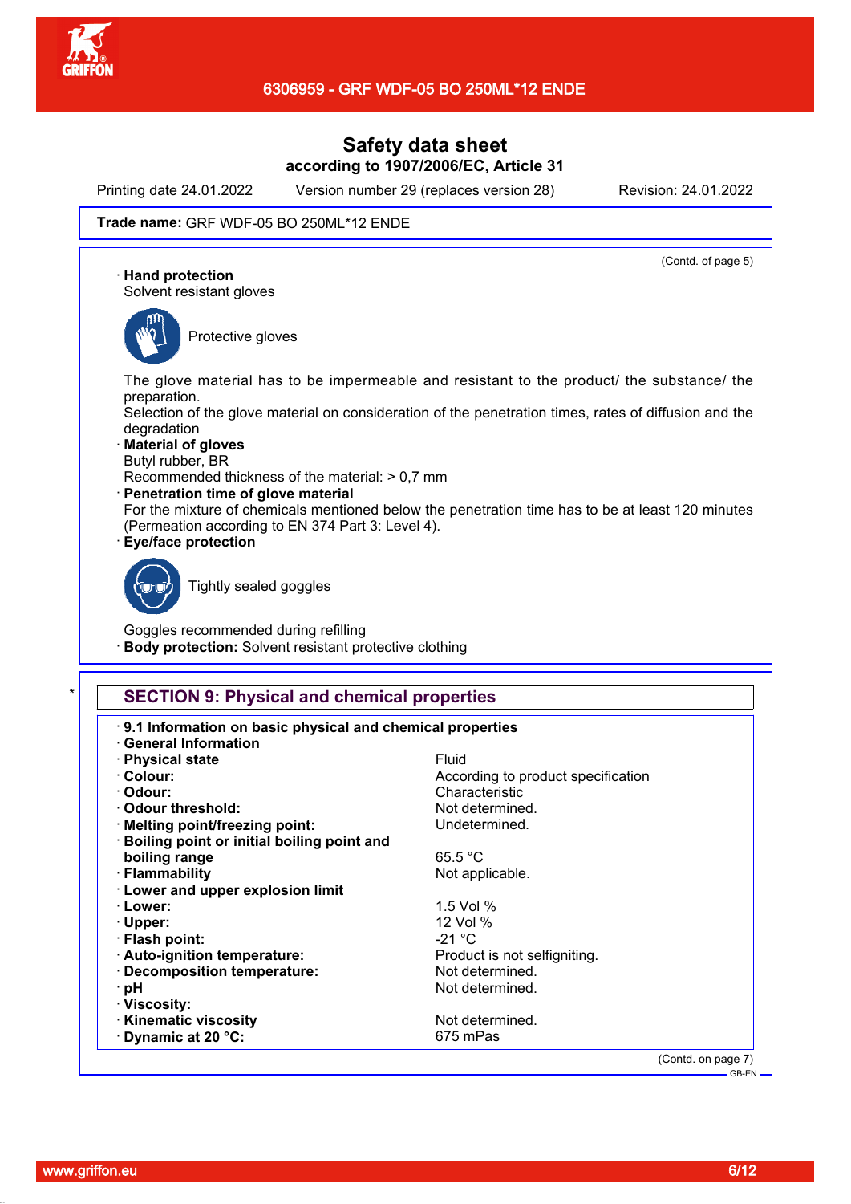**Trade name:** GRF WDF-05 BO 250ML*12 ENDE

(Contd. of page 5)

· **Hand protection**
Solvent resistant gloves

Protective gloves

The glove material has to be impermeable and resistant to the product/ the substance/ the preparation.
Selection of the glove material on consideration of the penetration times, rates of diffusion and the degradation

· **Material of gloves**
Butyl rubber, BR
Recommended thickness of the material: > 0,7 mm

· **Penetration time of glove material**
For the mixture of chemicals mentioned below the penetration time has to be at least 120 minutes (Permeation according to EN 374 Part 3: Level 4).

· **Eye/face protection**

Tightly sealed goggles

Goggles recommended during refilling

· **Body protection:** Solvent resistant protective clothing

## * SECTION 9: Physical and chemical properties

· **9.1 Information on basic physical and chemical properties**

· **General Information**

| | |
|---|---|
| · **Physical state** | Fluid |
| · **Colour:** | According to product specification |
| · **Odour:** | Characteristic |
| · **Odour threshold:** | Not determined. |
| · **Melting point/freezing point:** | Undetermined. |
| · **Boiling point or initial boiling point and boiling range** | 65.5 °C |
| · **Flammability** | Not applicable. |
| · **Lower and upper explosion limit** | |
| · **Lower:** | 1.5 Vol % |
| · **Upper:** | 12 Vol % |
| · **Flash point:** | -21 °C |
| · **Auto-ignition temperature:** | Product is not selfigniting. |
| · **Decomposition temperature:** | Not determined. |
| · **pH** | Not determined. |
| · **Viscosity:** | |
| · **Kinematic viscosity** | Not determined. |
| · **Dynamic at 20 °C:** | 675 mPas |

(Contd. on page 7)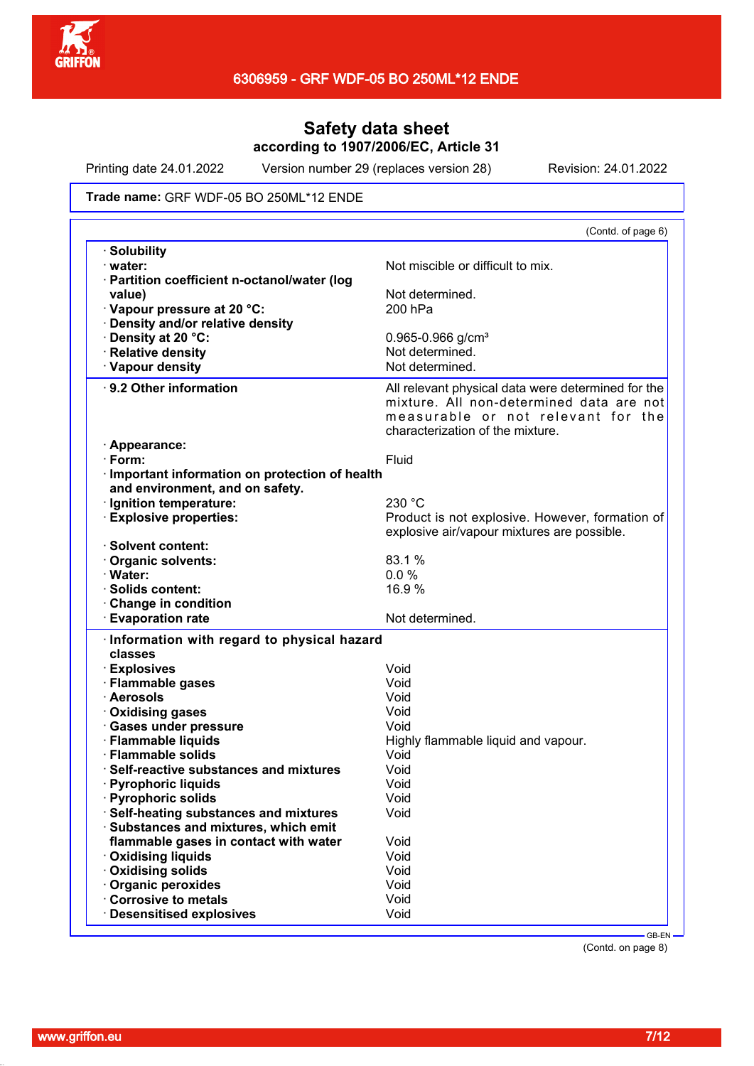# Safety data sheet

**according to 1907/2006/EC, Article 31**

Printing date 24.01.2022 Version number 29 (replaces version 28) Revision: 24.01.2022

**Trade name:** GRF WDF-05 BO 250ML*12 ENDE

(Contd. of page 6)

| | |
|---|---|
| · **Solubility** | |
| · **water:** | Not miscible or difficult to mix. |
| · **Partition coefficient n-octanol/water (log value)** | Not determined. |
| · **Vapour pressure at 20 °C:** | 200 hPa |
| · **Density and/or relative density** | |
| · **Density at 20 °C:** | 0.965-0.966 g/cm³ |
| · **Relative density** | Not determined. |
| · **Vapour density** | Not determined. |
| · **9.2 Other information** | All relevant physical data were determined for the mixture. All non-determined data are not measurable or not relevant for the characterization of the mixture. |
| · **Appearance:** | |
| · **Form:** | Fluid |
| · **Important information on protection of health and environment, and on safety.** | |
| · **Ignition temperature:** | 230 °C |
| · **Explosive properties:** | Product is not explosive. However, formation of explosive air/vapour mixtures are possible. |
| · **Solvent content:** | |
| · **Organic solvents:** | 83.1 % |
| · **Water:** | 0.0 % |
| · **Solids content:** | 16.9 % |
| · **Change in condition** | |
| · **Evaporation rate** | Not determined. |
| · **Information with regard to physical hazard classes** | |
| · **Explosives** | Void |
| · **Flammable gases** | Void |
| · **Aerosols** | Void |
| · **Oxidising gases** | Void |
| · **Gases under pressure** | Void |
| · **Flammable liquids** | Highly flammable liquid and vapour. |
| · **Flammable solids** | Void |
| · **Self-reactive substances and mixtures** | Void |
| · **Pyrophoric liquids** | Void |
| · **Pyrophoric solids** | Void |
| · **Self-heating substances and mixtures** | Void |
| · **Substances and mixtures, which emit flammable gases in contact with water** | Void |
| · **Oxidising liquids** | Void |
| · **Oxidising solids** | Void |
| · **Organic peroxides** | Void |
| · **Corrosive to metals** | Void |
| · **Desensitised explosives** | Void |

GB-EN

(Contd. on page 8)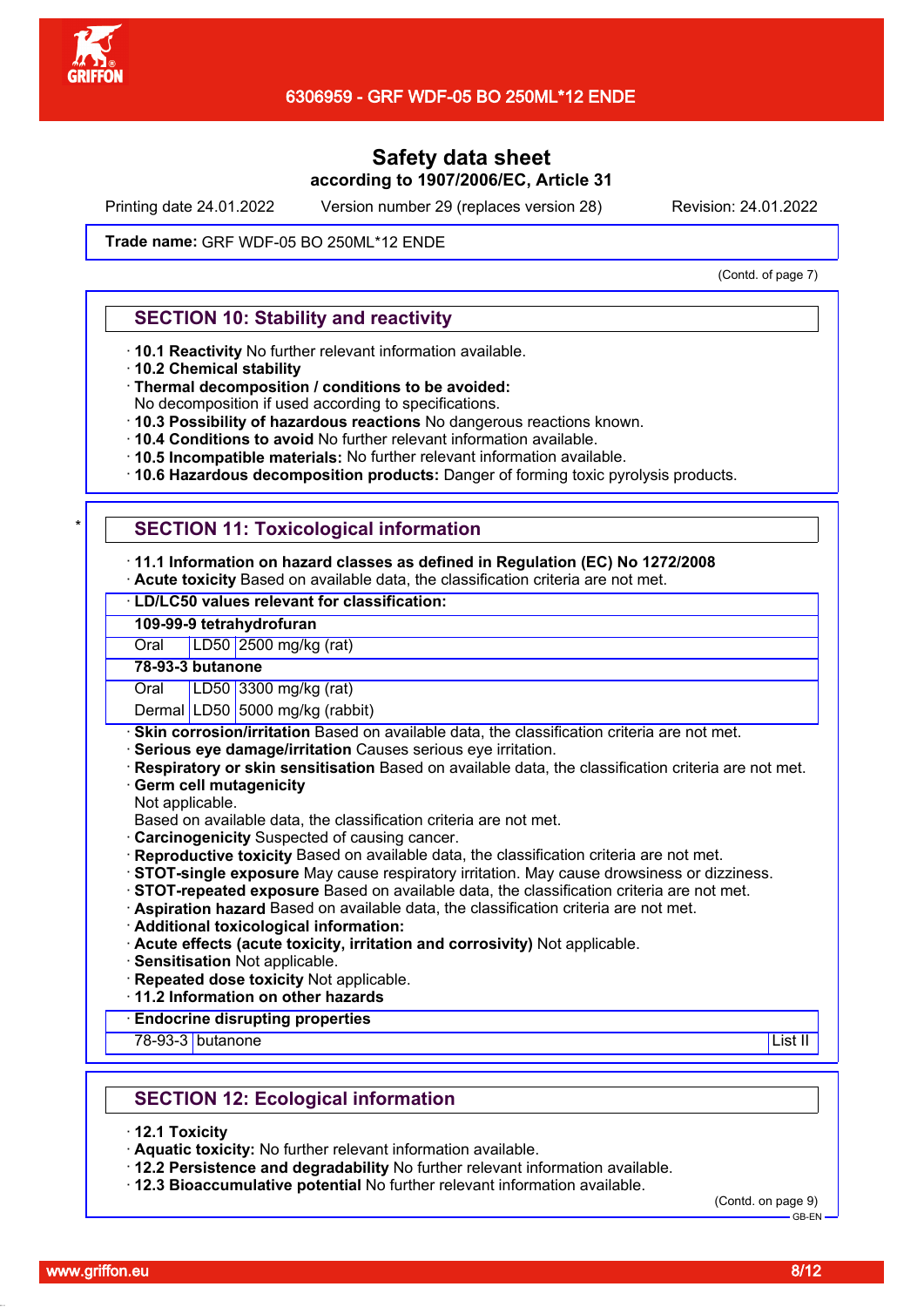Safety data sheet
according to 1907/2006/EC, Article 31

Printing date 24.01.2022 Version number 29 (replaces version 28) Revision: 24.01.2022

**Trade name:** GRF WDF-05 BO 250ML*12 ENDE

(Contd. of page 7)

## SECTION 10: Stability and reactivity

- **10.1 Reactivity** No further relevant information available.
- **10.2 Chemical stability**
- **Thermal decomposition / conditions to be avoided:**
  No decomposition if used according to specifications.
- **10.3 Possibility of hazardous reactions** No dangerous reactions known.
- **10.4 Conditions to avoid** No further relevant information available.
- **10.5 Incompatible materials:** No further relevant information available.
- **10.6 Hazardous decomposition products:** Danger of forming toxic pyrolysis products.

## * SECTION 11: Toxicological information

- **11.1 Information on hazard classes as defined in Regulation (EC) No 1272/2008**
- **Acute toxicity** Based on available data, the classification criteria are not met.

| · LD/LC50 values relevant for classification: | | |
|---|---|---|
| **109-99-9 tetrahydrofuran** | | |
| Oral | LD50 | 2500 mg/kg (rat) |
| **78-93-3 butanone** | | |
| Oral | LD50 | 3300 mg/kg (rat) |
| Dermal | LD50 | 5000 mg/kg (rabbit) |

- **Skin corrosion/irritation** Based on available data, the classification criteria are not met.
- **Serious eye damage/irritation** Causes serious eye irritation.
- **Respiratory or skin sensitisation** Based on available data, the classification criteria are not met.
- **Germ cell mutagenicity**
  Not applicable.
  Based on available data, the classification criteria are not met.
- **Carcinogenicity** Suspected of causing cancer.
- **Reproductive toxicity** Based on available data, the classification criteria are not met.
- **STOT-single exposure** May cause respiratory irritation. May cause drowsiness or dizziness.
- **STOT-repeated exposure** Based on available data, the classification criteria are not met.
- **Aspiration hazard** Based on available data, the classification criteria are not met.
- **Additional toxicological information:**
- **Acute effects (acute toxicity, irritation and corrosivity)** Not applicable.
- **Sensitisation** Not applicable.
- **Repeated dose toxicity** Not applicable.
- **11.2 Information on other hazards**

| · Endocrine disrupting properties | | |
|---|---|---|
| 78-93-3 | butanone | List II |

## SECTION 12: Ecological information

- **12.1 Toxicity**
- **Aquatic toxicity:** No further relevant information available.
- **12.2 Persistence and degradability** No further relevant information available.
- **12.3 Bioaccumulative potential** No further relevant information available.

(Contd. on page 9)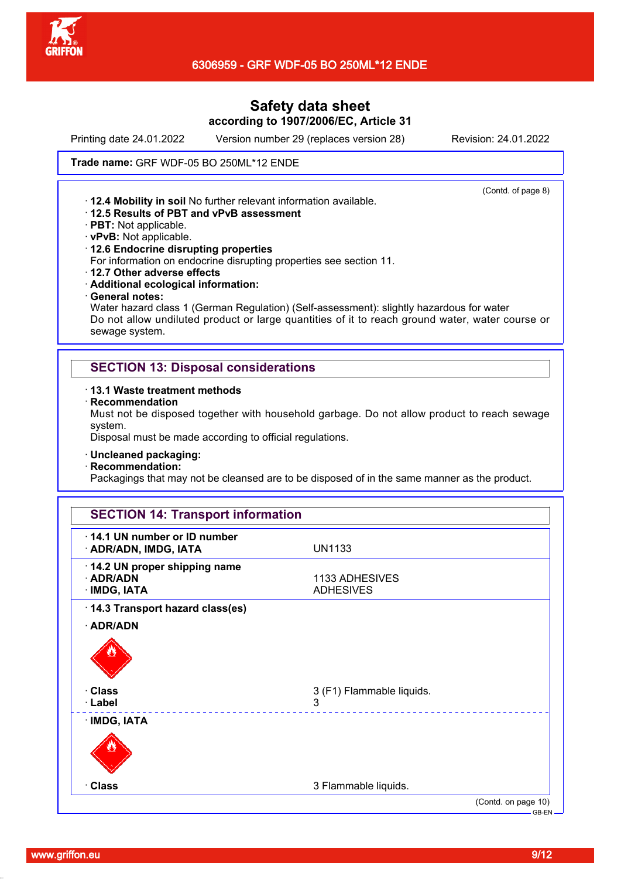Safety data sheet
according to 1907/2006/EC, Article 31

Printing date 24.01.2022 Version number 29 (replaces version 28) Revision: 24.01.2022

**Trade name:** GRF WDF-05 BO 250ML*12 ENDE

(Contd. of page 8)

· **12.4 Mobility in soil** No further relevant information available.
· **12.5 Results of PBT and vPvB assessment**
· **PBT:** Not applicable.
· **vPvB:** Not applicable.
· **12.6 Endocrine disrupting properties**
For information on endocrine disrupting properties see section 11.
· **12.7 Other adverse effects**
· **Additional ecological information:**
· **General notes:**
Water hazard class 1 (German Regulation) (Self-assessment): slightly hazardous for water
Do not allow undiluted product or large quantities of it to reach ground water, water course or sewage system.

## SECTION 13: Disposal considerations

· **13.1 Waste treatment methods**
· **Recommendation**
Must not be disposed together with household garbage. Do not allow product to reach sewage system.
Disposal must be made according to official regulations.

· **Uncleaned packaging:**
· **Recommendation:**
Packagings that may not be cleansed are to be disposed of in the same manner as the product.

## SECTION 14: Transport information

· **14.1 UN number or ID number**
· **ADR/ADN, IMDG, IATA** UN1133

· **14.2 UN proper shipping name**
· **ADR/ADN** 1133 ADHESIVES
· **IMDG, IATA** ADHESIVES

· **14.3 Transport hazard class(es)**

· **ADR/ADN**

· **Class** 3 (F1) Flammable liquids.
· **Label** 3

· **IMDG, IATA**

· **Class** 3 Flammable liquids.

(Contd. on page 10)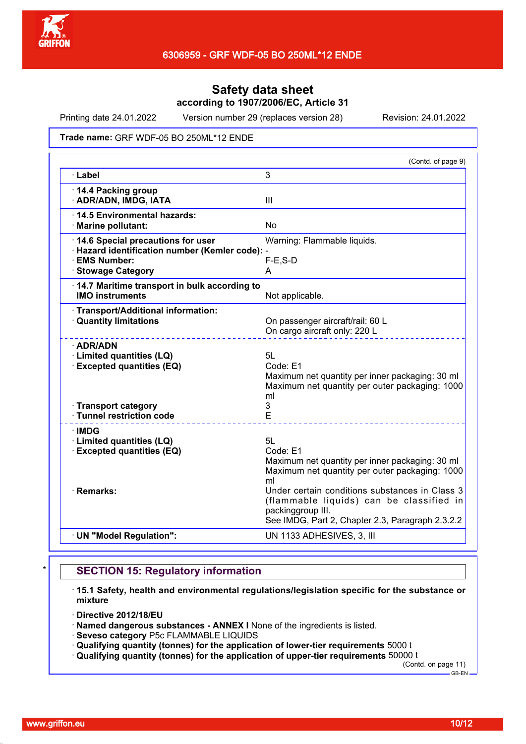# Safety data sheet
according to 1907/2006/EC, Article 31

Printing date 24.01.2022 Version number 29 (replaces version 28) Revision: 24.01.2022

**Trade name:** GRF WDF-05 BO 250ML*12 ENDE

(Contd. of page 9)

| | |
|---|---|
| · **Label** | 3 |
| · **14.4 Packing group**<br>· **ADR/ADN, IMDG, IATA** | III |
| · **14.5 Environmental hazards:**<br>· **Marine pollutant:** | No |
| · **14.6 Special precautions for user** | Warning: Flammable liquids. |
| · **Hazard identification number (Kemler code):** | - |
| · **EMS Number:** | F-E,S-D |
| · **Stowage Category** | A |
| · **14.7 Maritime transport in bulk according to IMO instruments** | Not applicable. |
| · **Transport/Additional information:** | |
| · **Quantity limitations** | On passenger aircraft/rail: 60 L<br>On cargo aircraft only: 220 L |
| · **ADR/ADN** | |
| · **Limited quantities (LQ)** | 5L |
| · **Excepted quantities (EQ)** | Code: E1<br>Maximum net quantity per inner packaging: 30 ml<br>Maximum net quantity per outer packaging: 1000 ml |
| · **Transport category** | 3 |
| · **Tunnel restriction code** | E |
| · **IMDG** | |
| · **Limited quantities (LQ)** | 5L |
| · **Excepted quantities (EQ)** | Code: E1<br>Maximum net quantity per inner packaging: 30 ml<br>Maximum net quantity per outer packaging: 1000 ml |
| · **Remarks:** | Under certain conditions substances in Class 3 (flammable liquids) can be classified in packinggroup III.<br>See IMDG, Part 2, Chapter 2.3, Paragraph 2.3.2.2 |
| · **UN "Model Regulation":** | UN 1133 ADHESIVES, 3, III |

\*

## SECTION 15: Regulatory information

· **15.1 Safety, health and environmental regulations/legislation specific for the substance or mixture**

· **Directive 2012/18/EU**
· **Named dangerous substances - ANNEX I** None of the ingredients is listed.
· **Seveso category** P5c FLAMMABLE LIQUIDS
· **Qualifying quantity (tonnes) for the application of lower-tier requirements** 5000 t
· **Qualifying quantity (tonnes) for the application of upper-tier requirements** 50000 t

(Contd. on page 11)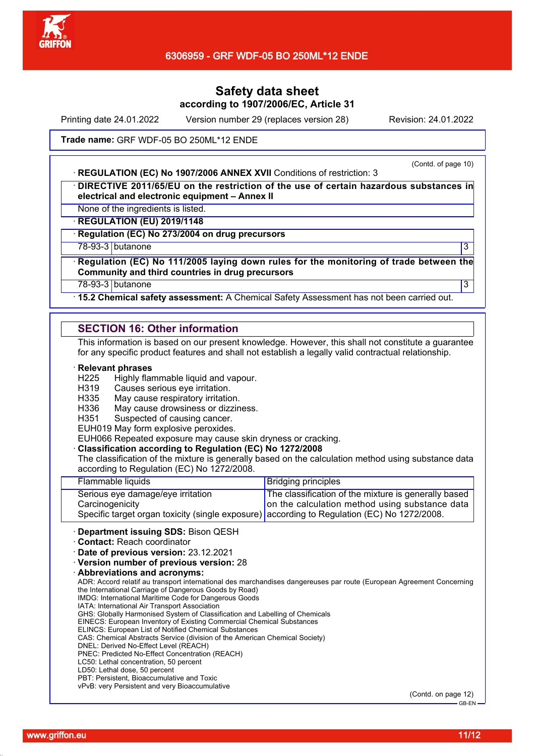**Safety data sheet**

**according to 1907/2006/EC, Article 31**

Printing date 24.01.2022 Version number 29 (replaces version 28) Revision: 24.01.2022

**Trade name:** GRF WDF-05 BO 250ML*12 ENDE

(Contd. of page 10)

· **REGULATION (EC) No 1907/2006 ANNEX XVII** Conditions of restriction: 3

· **DIRECTIVE 2011/65/EU on the restriction of the use of certain hazardous substances in electrical and electronic equipment – Annex II**

None of the ingredients is listed.

· **REGULATION (EU) 2019/1148**

· **Regulation (EC) No 273/2004 on drug precursors**

| 78-93-3 | butanone | 3 |
|---|---|---|

· **Regulation (EC) No 111/2005 laying down rules for the monitoring of trade between the Community and third countries in drug precursors**

| 78-93-3 | butanone | 3 |
|---|---|---|

· **15.2 Chemical safety assessment:** A Chemical Safety Assessment has not been carried out.

## SECTION 16: Other information

This information is based on our present knowledge. However, this shall not constitute a guarantee for any specific product features and shall not establish a legally valid contractual relationship.

· **Relevant phrases**

H225 Highly flammable liquid and vapour.
H319 Causes serious eye irritation.
H335 May cause respiratory irritation.
H336 May cause drowsiness or dizziness.
H351 Suspected of causing cancer.
EUH019 May form explosive peroxides.
EUH066 Repeated exposure may cause skin dryness or cracking.

· **Classification according to Regulation (EC) No 1272/2008**

The classification of the mixture is generally based on the calculation method using substance data according to Regulation (EC) No 1272/2008.

| Flammable liquids | Bridging principles |
|---|---|
| Serious eye damage/eye irritation<br>Carcinogenicity<br>Specific target organ toxicity (single exposure) | The classification of the mixture is generally based on the calculation method using substance data according to Regulation (EC) No 1272/2008. |

· **Department issuing SDS:** Bison QESH
· **Contact:** Reach coordinator
· **Date of previous version:** 23.12.2021
· **Version number of previous version:** 28
· **Abbreviations and acronyms:**

ADR: Accord relatif au transport international des marchandises dangereuses par route (European Agreement Concerning the International Carriage of Dangerous Goods by Road)
IMDG: International Maritime Code for Dangerous Goods
IATA: International Air Transport Association
GHS: Globally Harmonised System of Classification and Labelling of Chemicals
EINECS: European Inventory of Existing Commercial Chemical Substances
ELINCS: European List of Notified Chemical Substances
CAS: Chemical Abstracts Service (division of the American Chemical Society)
DNEL: Derived No-Effect Level (REACH)
PNEC: Predicted No-Effect Concentration (REACH)
LC50: Lethal concentration, 50 percent
LD50: Lethal dose, 50 percent
PBT: Persistent, Bioaccumulative and Toxic
vPvB: very Persistent and very Bioaccumulative

(Contd. on page 12)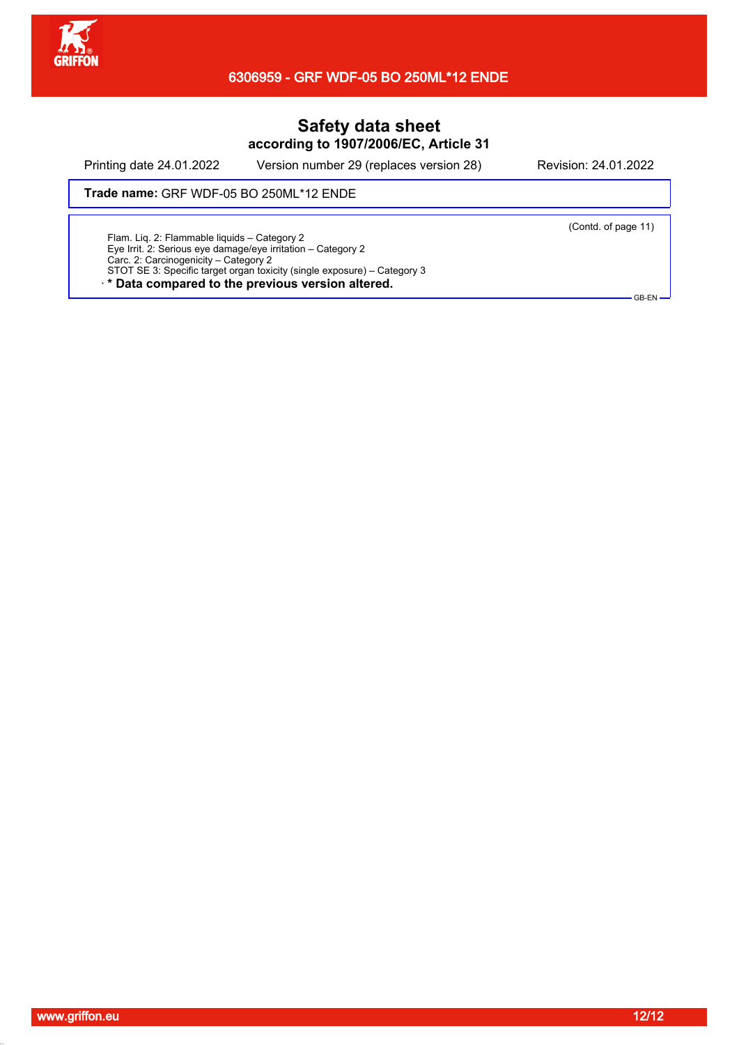Flam. Liq. 2: Flammable liquids – Category 2
Eye Irrit. 2: Serious eye damage/eye irritation – Category 2
Carc. 2: Carcinogenicity – Category 2
STOT SE 3: Specific target organ toxicity (single exposure) – Category 3

· **\* Data compared to the previous version altered.**